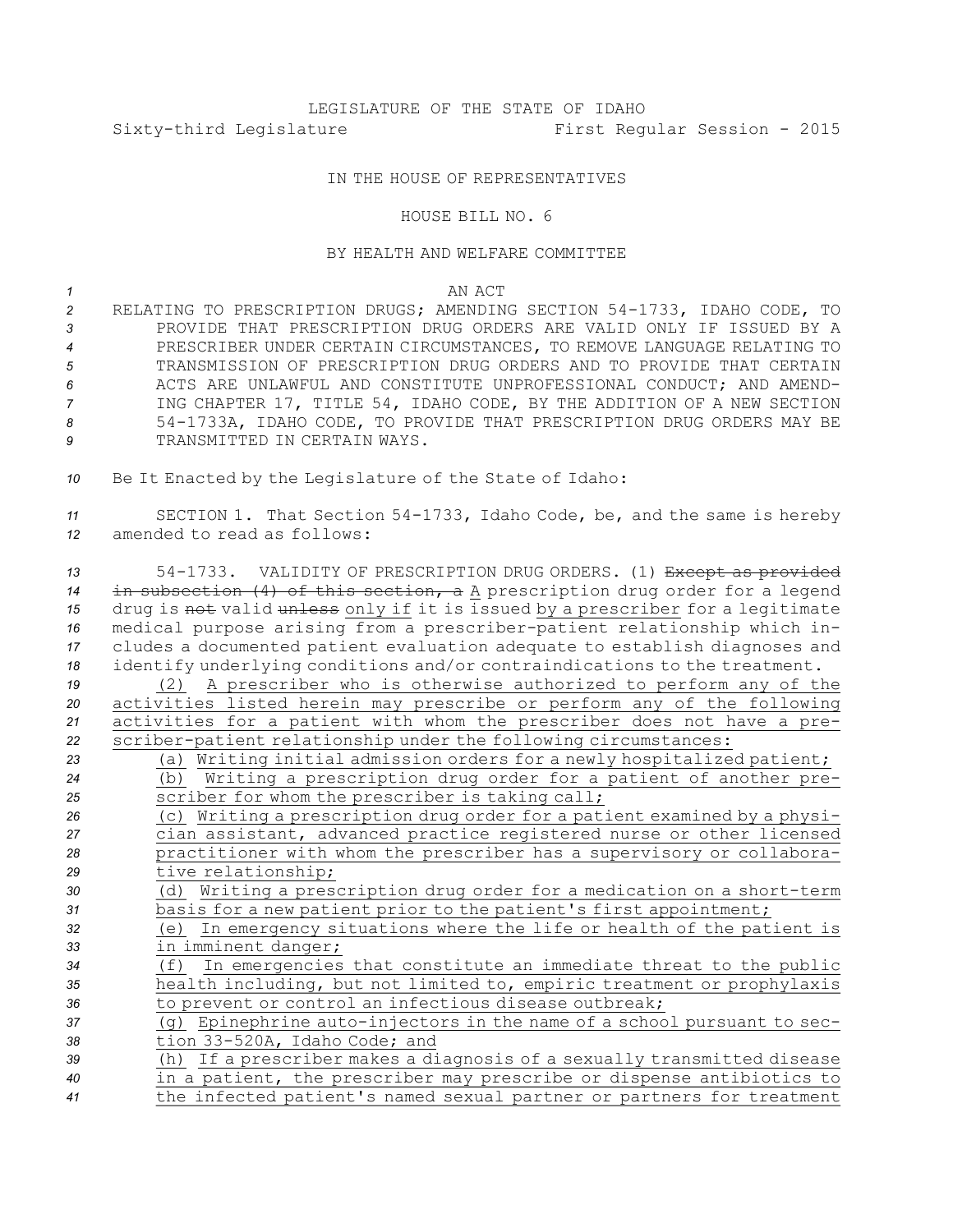LEGISLATURE OF THE STATE OF IDAHO

Sixty-third Legislature First Regular Session - 2015

IN THE HOUSE OF REPRESENTATIVES

HOUSE BILL NO. 6

BY HEALTH AND WELFARE COMMITTEE

AN ACT

RELATING TO PRESCRIPTION DRUGS; AMENDING SECTION 54-1733, IDAHO CODE, TO PROVIDE THAT PRESCRIPTION DRUG ORDERS ARE VALID ONLY IF ISSUED BY A PRESCRIBER UNDER CERTAIN CIRCUMSTANCES, TO REMOVE LANGUAGE RELATING TO TRANSMISSION OF PRESCRIPTION DRUG ORDERS AND TO PROVIDE THAT CERTAIN ACTS ARE UNLAWFUL AND CONSTITUTE UNPROFESSIONAL CONDUCT; AND AMENDING CHAPTER 17, TITLE 54, IDAHO CODE, BY THE ADDITION OF A NEW SECTION 54-1733A, IDAHO CODE, TO PROVIDE THAT PRESCRIPTION DRUG ORDERS MAY BE TRANSMITTED IN CERTAIN WAYS.

Be It Enacted by the Legislature of the State of Idaho:

SECTION 1. That Section 54-1733, Idaho Code, be, and the same is hereby amended to read as follows:

54-1733. VALIDITY OF PRESCRIPTION DRUG ORDERS. (1) ~~Except as provided in subsection (4) of this section, a~~ A prescription drug order for a legend drug is ~~not~~ valid ~~unless~~ only if it is issued by a prescriber for a legitimate medical purpose arising from a prescriber-patient relationship which includes a documented patient evaluation adequate to establish diagnoses and identify underlying conditions and/or contraindications to the treatment.

(2) A prescriber who is otherwise authorized to perform any of the activities listed herein may prescribe or perform any of the following activities for a patient with whom the prescriber does not have a prescriber-patient relationship under the following circumstances:

(a) Writing initial admission orders for a newly hospitalized patient;

(b) Writing a prescription drug order for a patient of another prescriber for whom the prescriber is taking call;

(c) Writing a prescription drug order for a patient examined by a physician assistant, advanced practice registered nurse or other licensed practitioner with whom the prescriber has a supervisory or collaborative relationship;

(d) Writing a prescription drug order for a medication on a short-term basis for a new patient prior to the patient's first appointment;

(e) In emergency situations where the life or health of the patient is in imminent danger;

(f) In emergencies that constitute an immediate threat to the public health including, but not limited to, empiric treatment or prophylaxis to prevent or control an infectious disease outbreak;

(g) Epinephrine auto-injectors in the name of a school pursuant to section 33-520A, Idaho Code; and

(h) If a prescriber makes a diagnosis of a sexually transmitted disease in a patient, the prescriber may prescribe or dispense antibiotics to the infected patient's named sexual partner or partners for treatment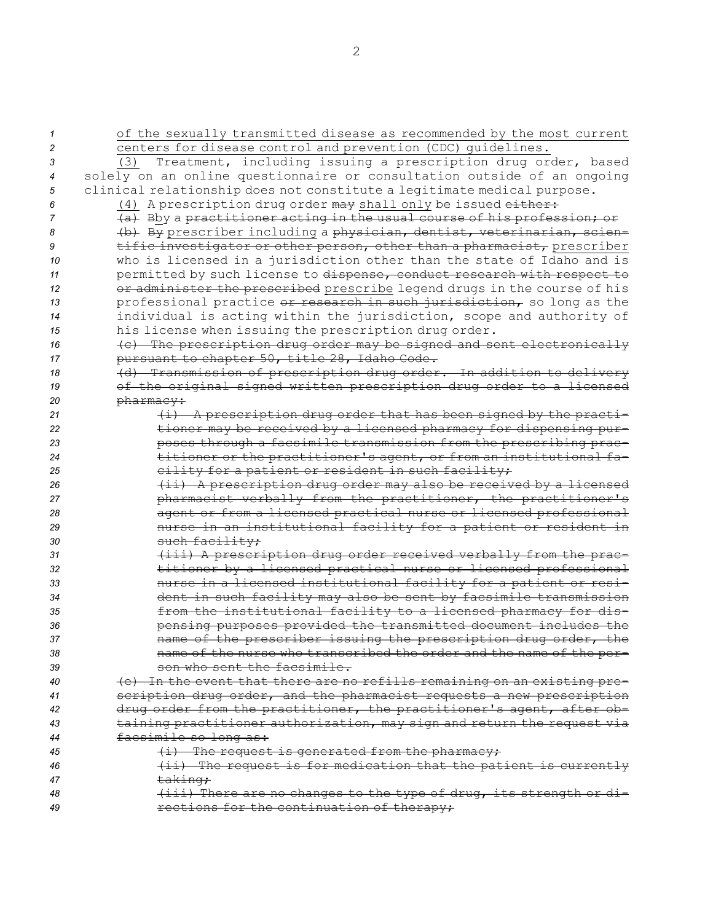of the sexually transmitted disease as recommended by the most current centers for disease control and prevention (CDC) guidelines.

(3) Treatment, including issuing a prescription drug order, based solely on an online questionnaire or consultation outside of an ongoing clinical relationship does not constitute a legitimate medical purpose.

(4) A prescription drug order ~~may~~ shall only be issued ~~either:~~

~~(a)~~ ~~B~~by a ~~practitioner acting in the usual course of his profession; or~~

~~(b) By~~ prescriber including a ~~physician, dentist, veterinarian, scientific investigator or other person, other than a pharmacist,~~ prescriber who is licensed in a jurisdiction other than the state of Idaho and is permitted by such license to ~~dispense, conduct research with respect to or administer the prescribed~~ prescribe legend drugs in the course of his professional practice ~~or research in such jurisdiction,~~ so long as the individual is acting within the jurisdiction, scope and authority of his license when issuing the prescription drug order.

~~(c) The prescription drug order may be signed and sent electronically pursuant to chapter 50, title 28, Idaho Code.~~

~~(d) Transmission of prescription drug order. In addition to delivery of the original signed written prescription drug order to a licensed pharmacy:~~

~~(i) A prescription drug order that has been signed by the practitioner may be received by a licensed pharmacy for dispensing purposes through a facsimile transmission from the prescribing practitioner or the practitioner's agent, or from an institutional facility for a patient or resident in such facility;~~

~~(ii) A prescription drug order may also be received by a licensed pharmacist verbally from the practitioner, the practitioner's agent or from a licensed practical nurse or licensed professional nurse in an institutional facility for a patient or resident in such facility;~~

~~(iii) A prescription drug order received verbally from the practitioner by a licensed practical nurse or licensed professional nurse in a licensed institutional facility for a patient or resident in such facility may also be sent by facsimile transmission from the institutional facility to a licensed pharmacy for dispensing purposes provided the transmitted document includes the name of the prescriber issuing the prescription drug order, the name of the nurse who transcribed the order and the name of the person who sent the facsimile.~~

~~(e) In the event that there are no refills remaining on an existing prescription drug order, and the pharmacist requests a new prescription drug order from the practitioner, the practitioner's agent, after obtaining practitioner authorization, may sign and return the request via facsimile so long as:~~

~~(i) The request is generated from the pharmacy;~~

~~(ii) The request is for medication that the patient is currently taking;~~

~~(iii) There are no changes to the type of drug, its strength or directions for the continuation of therapy;~~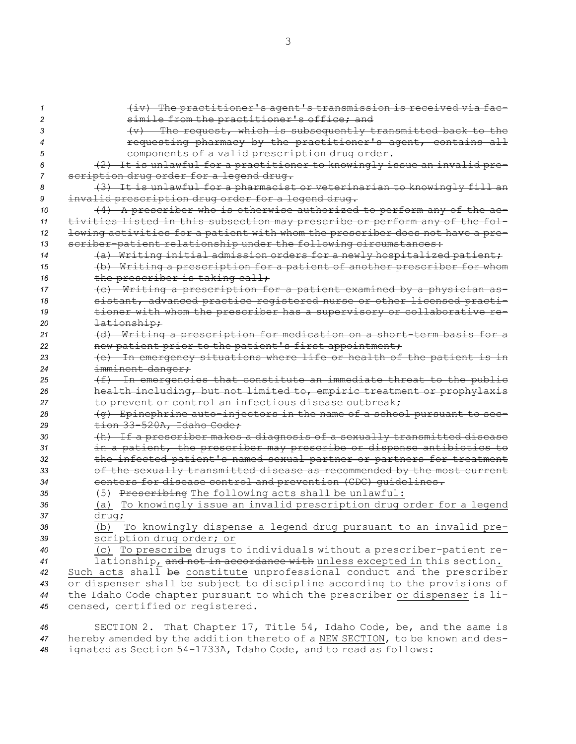~~(iv) The practitioner's agent's transmission is received via facsimile from the practitioner's office; and~~

~~(v) The request, which is subsequently transmitted back to the requesting pharmacy by the practitioner's agent, contains all components of a valid prescription drug order.~~

~~(2) It is unlawful for a practitioner to knowingly issue an invalid prescription drug order for a legend drug.~~

~~(3) It is unlawful for a pharmacist or veterinarian to knowingly fill an invalid prescription drug order for a legend drug.~~

~~(4) A prescriber who is otherwise authorized to perform any of the activities listed in this subsection may prescribe or perform any of the following activities for a patient with whom the prescriber does not have a prescriber-patient relationship under the following circumstances:~~

~~(a) Writing initial admission orders for a newly hospitalized patient;~~

~~(b) Writing a prescription for a patient of another prescriber for whom the prescriber is taking call;~~

~~(c) Writing a prescription for a patient examined by a physician assistant, advanced practice registered nurse or other licensed practitioner with whom the prescriber has a supervisory or collaborative relationship;~~

~~(d) Writing a prescription for medication on a short-term basis for a new patient prior to the patient's first appointment;~~

~~(e) In emergency situations where life or health of the patient is in imminent danger;~~

~~(f) In emergencies that constitute an immediate threat to the public health including, but not limited to, empiric treatment or prophylaxis to prevent or control an infectious disease outbreak;~~

~~(g) Epinephrine auto-injectors in the name of a school pursuant to section 33-520A, Idaho Code;~~

~~(h) If a prescriber makes a diagnosis of a sexually transmitted disease in a patient, the prescriber may prescribe or dispense antibiotics to the infected patient's named sexual partner or partners for treatment of the sexually transmitted disease as recommended by the most current centers for disease control and prevention (CDC) guidelines.~~

(5) ~~Prescribing~~ <u>The following acts shall be unlawful:</u>

<u>(a) To knowingly issue an invalid prescription drug order for a legend drug;</u>

<u>(b) To knowingly dispense a legend drug pursuant to an invalid prescription drug order; or</u>

<u>(c) To prescribe</u> drugs to individuals without a prescriber-patient relationship<u>,</u> ~~and not in accordance with~~ <u>unless excepted in</u> this section<u>.</u> <u>Such acts</u> shall ~~be~~ <u>constitute</u> unprofessional conduct and the prescriber <u>or dispenser</u> shall be subject to discipline according to the provisions of the Idaho Code chapter pursuant to which the prescriber <u>or dispenser</u> is licensed, certified or registered.

SECTION 2. That Chapter 17, Title 54, Idaho Code, be, and the same is hereby amended by the addition thereto of a <u>NEW SECTION</u>, to be known and designated as Section 54-1733A, Idaho Code, and to read as follows: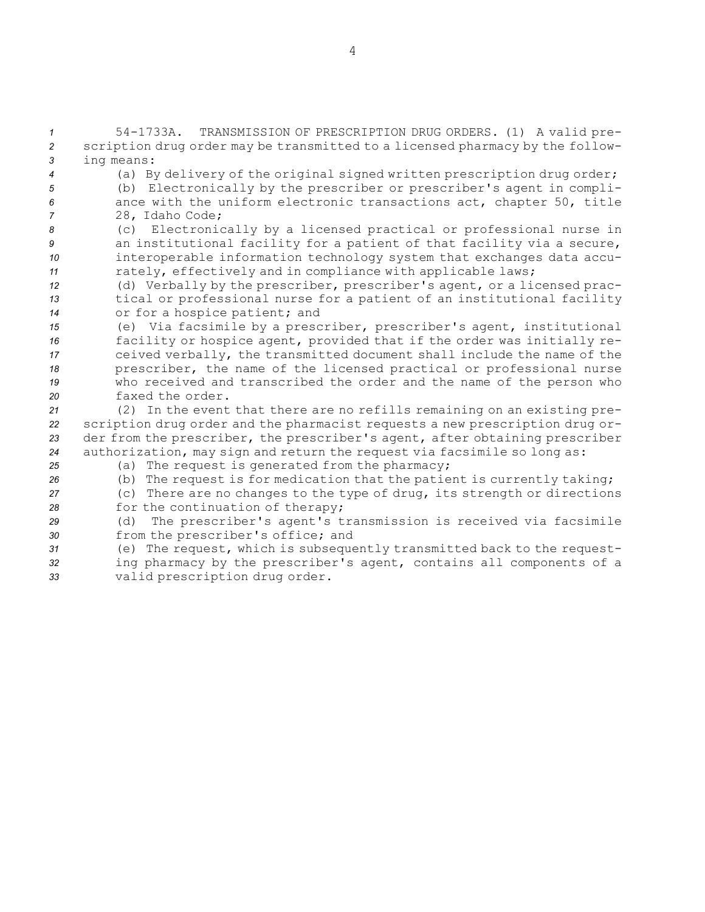54-1733A. TRANSMISSION OF PRESCRIPTION DRUG ORDERS. (1) A valid prescription drug order may be transmitted to a licensed pharmacy by the following means:

(a) By delivery of the original signed written prescription drug order;

(b) Electronically by the prescriber or prescriber's agent in compliance with the uniform electronic transactions act, chapter 50, title 28, Idaho Code;

(c) Electronically by a licensed practical or professional nurse in an institutional facility for a patient of that facility via a secure, interoperable information technology system that exchanges data accurately, effectively and in compliance with applicable laws;

(d) Verbally by the prescriber, prescriber's agent, or a licensed practical or professional nurse for a patient of an institutional facility or for a hospice patient; and

(e) Via facsimile by a prescriber, prescriber's agent, institutional facility or hospice agent, provided that if the order was initially received verbally, the transmitted document shall include the name of the prescriber, the name of the licensed practical or professional nurse who received and transcribed the order and the name of the person who faxed the order.

(2) In the event that there are no refills remaining on an existing prescription drug order and the pharmacist requests a new prescription drug order from the prescriber, the prescriber's agent, after obtaining prescriber authorization, may sign and return the request via facsimile so long as:

(a) The request is generated from the pharmacy;

(b) The request is for medication that the patient is currently taking;

(c) There are no changes to the type of drug, its strength or directions for the continuation of therapy;

(d) The prescriber's agent's transmission is received via facsimile from the prescriber's office; and

(e) The request, which is subsequently transmitted back to the requesting pharmacy by the prescriber's agent, contains all components of a valid prescription drug order.